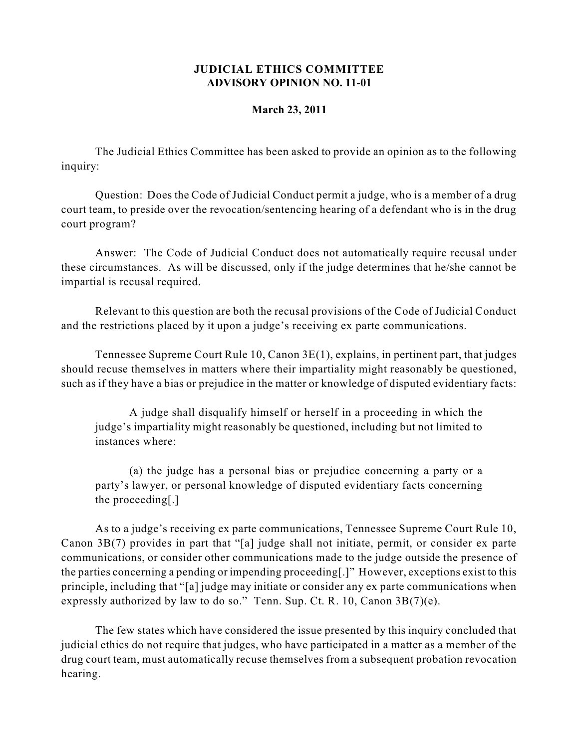**JUDICIAL ETHICS COMMITTEE**
**ADVISORY OPINION NO. 11-01**

**March 23, 2011**

The Judicial Ethics Committee has been asked to provide an opinion as to the following inquiry:

Question: Does the Code of Judicial Conduct permit a judge, who is a member of a drug court team, to preside over the revocation/sentencing hearing of a defendant who is in the drug court program?

Answer: The Code of Judicial Conduct does not automatically require recusal under these circumstances. As will be discussed, only if the judge determines that he/she cannot be impartial is recusal required.

Relevant to this question are both the recusal provisions of the Code of Judicial Conduct and the restrictions placed by it upon a judge's receiving ex parte communications.

Tennessee Supreme Court Rule 10, Canon 3E(1), explains, in pertinent part, that judges should recuse themselves in matters where their impartiality might reasonably be questioned, such as if they have a bias or prejudice in the matter or knowledge of disputed evidentiary facts:

> A judge shall disqualify himself or herself in a proceeding in which the judge's impartiality might reasonably be questioned, including but not limited to instances where:
>
> (a) the judge has a personal bias or prejudice concerning a party or a party's lawyer, or personal knowledge of disputed evidentiary facts concerning the proceeding[.]

As to a judge's receiving ex parte communications, Tennessee Supreme Court Rule 10, Canon 3B(7) provides in part that "[a] judge shall not initiate, permit, or consider ex parte communications, or consider other communications made to the judge outside the presence of the parties concerning a pending or impending proceeding[.]" However, exceptions exist to this principle, including that "[a] judge may initiate or consider any ex parte communications when expressly authorized by law to do so." Tenn. Sup. Ct. R. 10, Canon 3B(7)(e).

The few states which have considered the issue presented by this inquiry concluded that judicial ethics do not require that judges, who have participated in a matter as a member of the drug court team, must automatically recuse themselves from a subsequent probation revocation hearing.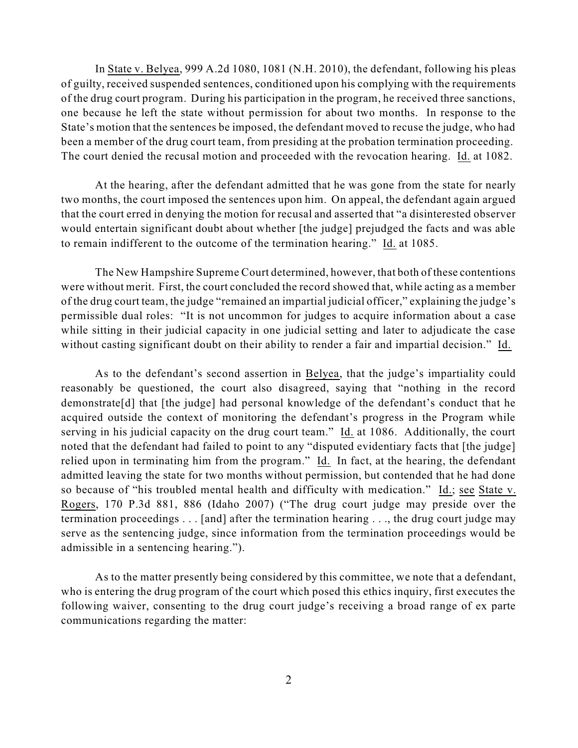In State v. Belyea, 999 A.2d 1080, 1081 (N.H. 2010), the defendant, following his pleas of guilty, received suspended sentences, conditioned upon his complying with the requirements of the drug court program. During his participation in the program, he received three sanctions, one because he left the state without permission for about two months. In response to the State's motion that the sentences be imposed, the defendant moved to recuse the judge, who had been a member of the drug court team, from presiding at the probation termination proceeding. The court denied the recusal motion and proceeded with the revocation hearing. Id. at 1082.

At the hearing, after the defendant admitted that he was gone from the state for nearly two months, the court imposed the sentences upon him. On appeal, the defendant again argued that the court erred in denying the motion for recusal and asserted that "a disinterested observer would entertain significant doubt about whether [the judge] prejudged the facts and was able to remain indifferent to the outcome of the termination hearing." Id. at 1085.

The New Hampshire Supreme Court determined, however, that both of these contentions were without merit. First, the court concluded the record showed that, while acting as a member of the drug court team, the judge "remained an impartial judicial officer," explaining the judge's permissible dual roles: "It is not uncommon for judges to acquire information about a case while sitting in their judicial capacity in one judicial setting and later to adjudicate the case without casting significant doubt on their ability to render a fair and impartial decision." Id.

As to the defendant's second assertion in Belyea, that the judge's impartiality could reasonably be questioned, the court also disagreed, saying that "nothing in the record demonstrate[d] that [the judge] had personal knowledge of the defendant's conduct that he acquired outside the context of monitoring the defendant's progress in the Program while serving in his judicial capacity on the drug court team." Id. at 1086. Additionally, the court noted that the defendant had failed to point to any "disputed evidentiary facts that [the judge] relied upon in terminating him from the program." Id. In fact, at the hearing, the defendant admitted leaving the state for two months without permission, but contended that he had done so because of "his troubled mental health and difficulty with medication." Id.; see State v. Rogers, 170 P.3d 881, 886 (Idaho 2007) ("The drug court judge may preside over the termination proceedings . . . [and] after the termination hearing . . ., the drug court judge may serve as the sentencing judge, since information from the termination proceedings would be admissible in a sentencing hearing.").

As to the matter presently being considered by this committee, we note that a defendant, who is entering the drug program of the court which posed this ethics inquiry, first executes the following waiver, consenting to the drug court judge's receiving a broad range of ex parte communications regarding the matter: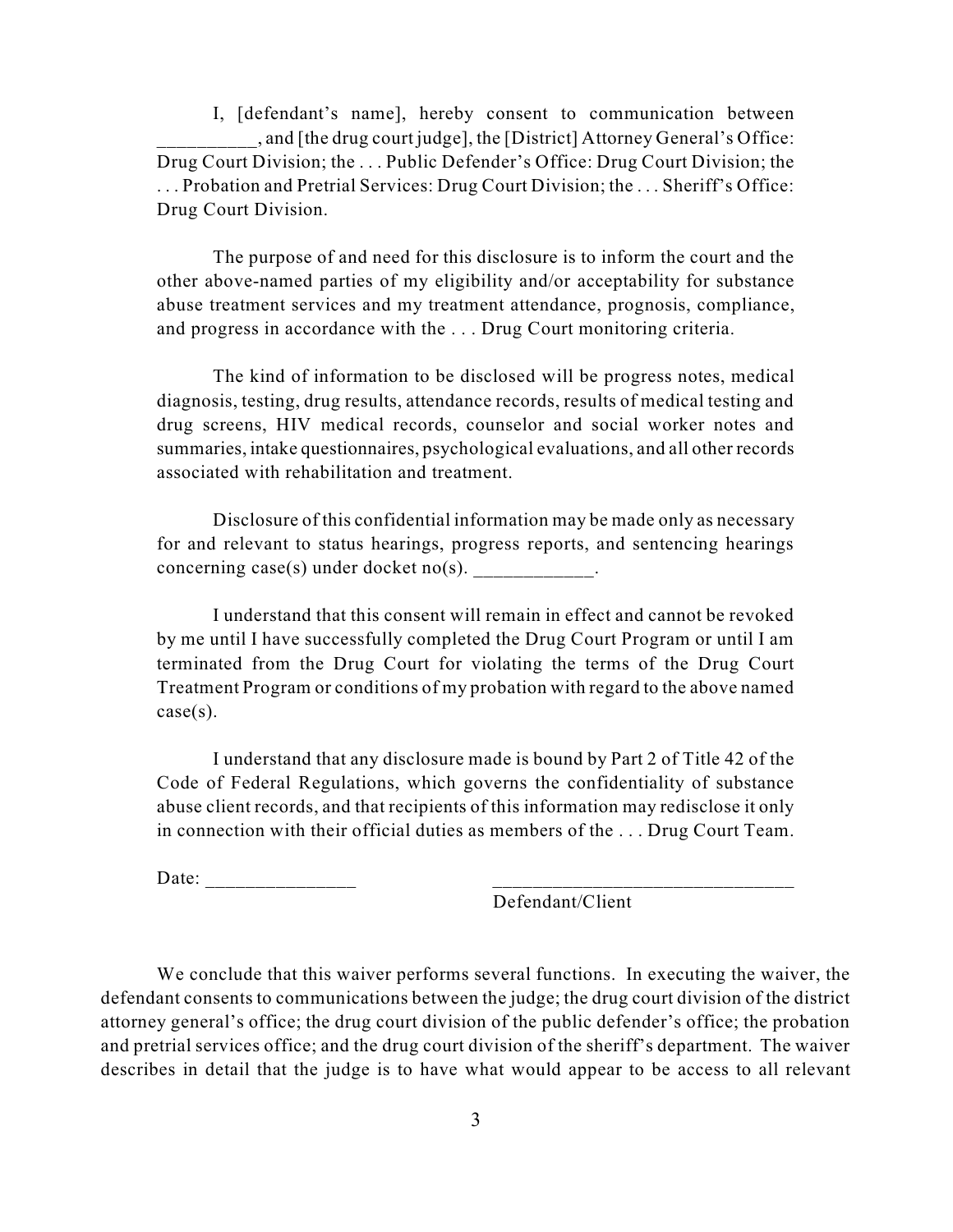I, [defendant's name], hereby consent to communication between __________, and [the drug court judge], the [District] Attorney General's Office: Drug Court Division; the . . . Public Defender's Office: Drug Court Division; the . . . Probation and Pretrial Services: Drug Court Division; the . . . Sheriff's Office: Drug Court Division.

The purpose of and need for this disclosure is to inform the court and the other above-named parties of my eligibility and/or acceptability for substance abuse treatment services and my treatment attendance, prognosis, compliance, and progress in accordance with the . . . Drug Court monitoring criteria.

The kind of information to be disclosed will be progress notes, medical diagnosis, testing, drug results, attendance records, results of medical testing and drug screens, HIV medical records, counselor and social worker notes and summaries, intake questionnaires, psychological evaluations, and all other records associated with rehabilitation and treatment.

Disclosure of this confidential information may be made only as necessary for and relevant to status hearings, progress reports, and sentencing hearings concerning case(s) under docket no(s). ____________.

I understand that this consent will remain in effect and cannot be revoked by me until I have successfully completed the Drug Court Program or until I am terminated from the Drug Court for violating the terms of the Drug Court Treatment Program or conditions of my probation with regard to the above named case(s).

I understand that any disclosure made is bound by Part 2 of Title 42 of the Code of Federal Regulations, which governs the confidentiality of substance abuse client records, and that recipients of this information may redisclose it only in connection with their official duties as members of the . . . Drug Court Team.

Date: _______________ ______________________________
Defendant/Client

We conclude that this waiver performs several functions. In executing the waiver, the defendant consents to communications between the judge; the drug court division of the district attorney general's office; the drug court division of the public defender's office; the probation and pretrial services office; and the drug court division of the sheriff's department. The waiver describes in detail that the judge is to have what would appear to be access to all relevant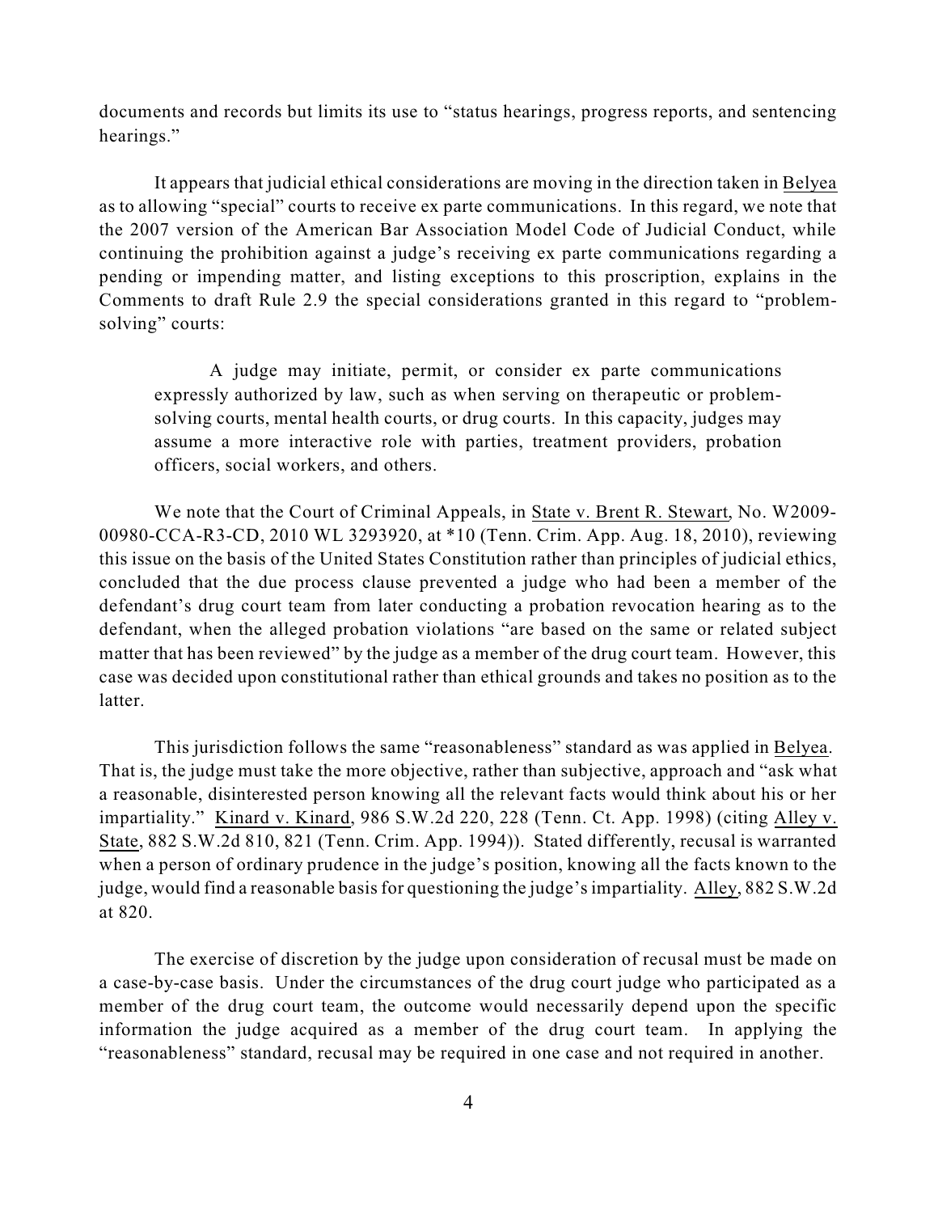documents and records but limits its use to "status hearings, progress reports, and sentencing hearings."

It appears that judicial ethical considerations are moving in the direction taken in Belyea as to allowing "special" courts to receive ex parte communications. In this regard, we note that the 2007 version of the American Bar Association Model Code of Judicial Conduct, while continuing the prohibition against a judge's receiving ex parte communications regarding a pending or impending matter, and listing exceptions to this proscription, explains in the Comments to draft Rule 2.9 the special considerations granted in this regard to "problem-solving" courts:

> A judge may initiate, permit, or consider ex parte communications expressly authorized by law, such as when serving on therapeutic or problem-solving courts, mental health courts, or drug courts. In this capacity, judges may assume a more interactive role with parties, treatment providers, probation officers, social workers, and others.

We note that the Court of Criminal Appeals, in State v. Brent R. Stewart, No. W2009-00980-CCA-R3-CD, 2010 WL 3293920, at *10 (Tenn. Crim. App. Aug. 18, 2010), reviewing this issue on the basis of the United States Constitution rather than principles of judicial ethics, concluded that the due process clause prevented a judge who had been a member of the defendant's drug court team from later conducting a probation revocation hearing as to the defendant, when the alleged probation violations "are based on the same or related subject matter that has been reviewed" by the judge as a member of the drug court team. However, this case was decided upon constitutional rather than ethical grounds and takes no position as to the latter.

This jurisdiction follows the same "reasonableness" standard as was applied in Belyea. That is, the judge must take the more objective, rather than subjective, approach and "ask what a reasonable, disinterested person knowing all the relevant facts would think about his or her impartiality." Kinard v. Kinard, 986 S.W.2d 220, 228 (Tenn. Ct. App. 1998) (citing Alley v. State, 882 S.W.2d 810, 821 (Tenn. Crim. App. 1994)). Stated differently, recusal is warranted when a person of ordinary prudence in the judge's position, knowing all the facts known to the judge, would find a reasonable basis for questioning the judge's impartiality. Alley, 882 S.W.2d at 820.

The exercise of discretion by the judge upon consideration of recusal must be made on a case-by-case basis. Under the circumstances of the drug court judge who participated as a member of the drug court team, the outcome would necessarily depend upon the specific information the judge acquired as a member of the drug court team. In applying the "reasonableness" standard, recusal may be required in one case and not required in another.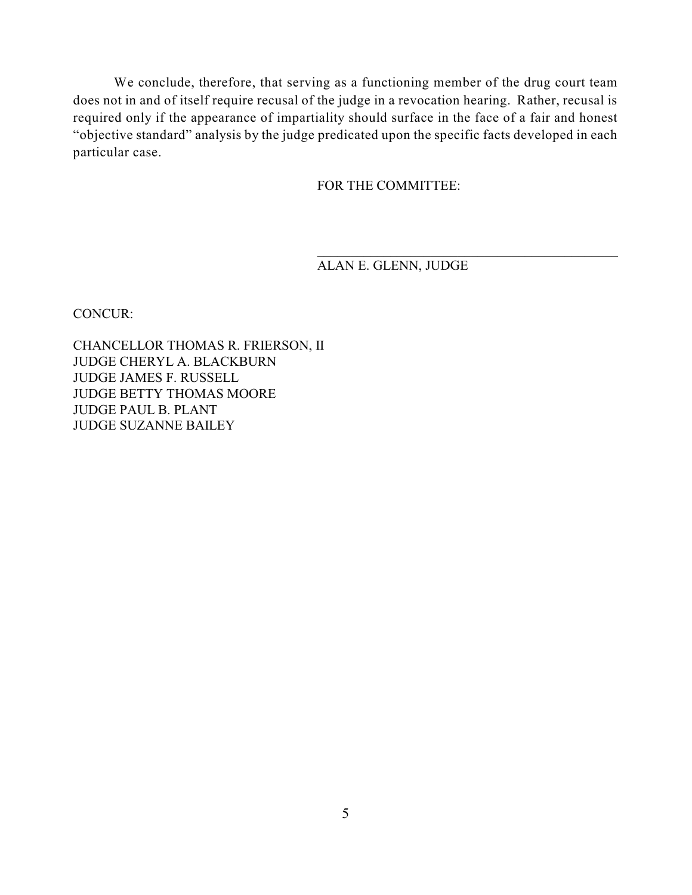We conclude, therefore, that serving as a functioning member of the drug court team does not in and of itself require recusal of the judge in a revocation hearing. Rather, recusal is required only if the appearance of impartiality should surface in the face of a fair and honest "objective standard" analysis by the judge predicated upon the specific facts developed in each particular case.

FOR THE COMMITTEE:

ALAN E. GLENN, JUDGE

CONCUR:

CHANCELLOR THOMAS R. FRIERSON, II
JUDGE CHERYL A. BLACKBURN
JUDGE JAMES F. RUSSELL
JUDGE BETTY THOMAS MOORE
JUDGE PAUL B. PLANT
JUDGE SUZANNE BAILEY